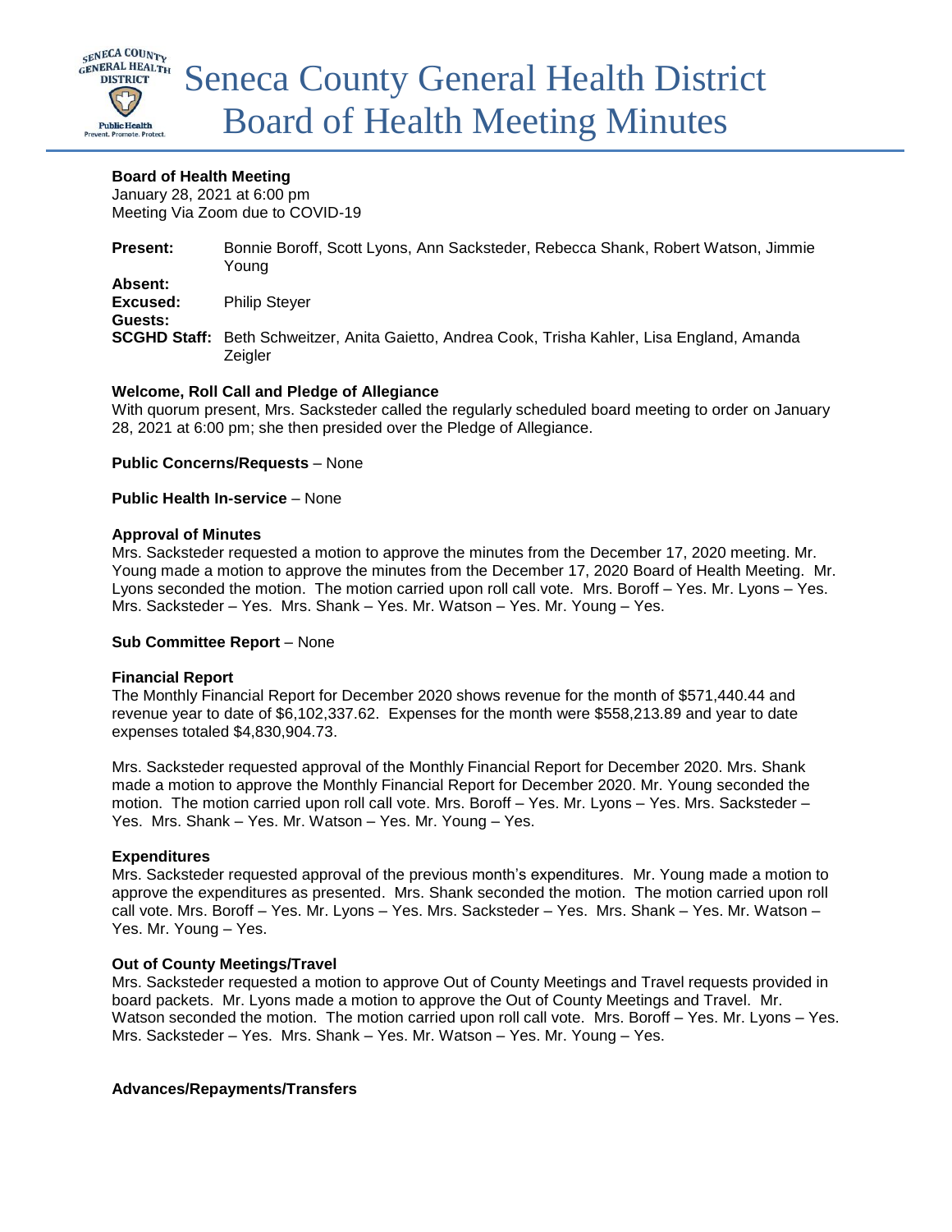# Seneca County General Health District Board of Health Meeting Minutes

**Board of Health Meeting**
January 28, 2021 at 6:00 pm
Meeting Via Zoom due to COVID-19

| | |
|---|---|
| **Present:** | Bonnie Boroff, Scott Lyons, Ann Sacksteder, Rebecca Shank, Robert Watson, Jimmie Young |
| **Absent:** | |
| **Excused:** | Philip Steyer |
| **Guests:** | |
| **SCGHD Staff:** | Beth Schweitzer, Anita Gaietto, Andrea Cook, Trisha Kahler, Lisa England, Amanda Zeigler |

**Welcome, Roll Call and Pledge of Allegiance**
With quorum present, Mrs. Sacksteder called the regularly scheduled board meeting to order on January 28, 2021 at 6:00 pm; she then presided over the Pledge of Allegiance.

**Public Concerns/Requests** – None

**Public Health In-service** – None

**Approval of Minutes**
Mrs. Sacksteder requested a motion to approve the minutes from the December 17, 2020 meeting. Mr. Young made a motion to approve the minutes from the December 17, 2020 Board of Health Meeting. Mr. Lyons seconded the motion. The motion carried upon roll call vote. Mrs. Boroff – Yes. Mr. Lyons – Yes. Mrs. Sacksteder – Yes. Mrs. Shank – Yes. Mr. Watson – Yes. Mr. Young – Yes.

**Sub Committee Report** – None

**Financial Report**
The Monthly Financial Report for December 2020 shows revenue for the month of $571,440.44 and revenue year to date of $6,102,337.62. Expenses for the month were $558,213.89 and year to date expenses totaled $4,830,904.73.

Mrs. Sacksteder requested approval of the Monthly Financial Report for December 2020. Mrs. Shank made a motion to approve the Monthly Financial Report for December 2020. Mr. Young seconded the motion. The motion carried upon roll call vote. Mrs. Boroff – Yes. Mr. Lyons – Yes. Mrs. Sacksteder – Yes. Mrs. Shank – Yes. Mr. Watson – Yes. Mr. Young – Yes.

**Expenditures**
Mrs. Sacksteder requested approval of the previous month's expenditures. Mr. Young made a motion to approve the expenditures as presented. Mrs. Shank seconded the motion. The motion carried upon roll call vote. Mrs. Boroff – Yes. Mr. Lyons – Yes. Mrs. Sacksteder – Yes. Mrs. Shank – Yes. Mr. Watson – Yes. Mr. Young – Yes.

**Out of County Meetings/Travel**
Mrs. Sacksteder requested a motion to approve Out of County Meetings and Travel requests provided in board packets. Mr. Lyons made a motion to approve the Out of County Meetings and Travel. Mr. Watson seconded the motion. The motion carried upon roll call vote. Mrs. Boroff – Yes. Mr. Lyons – Yes. Mrs. Sacksteder – Yes. Mrs. Shank – Yes. Mr. Watson – Yes. Mr. Young – Yes.

**Advances/Repayments/Transfers**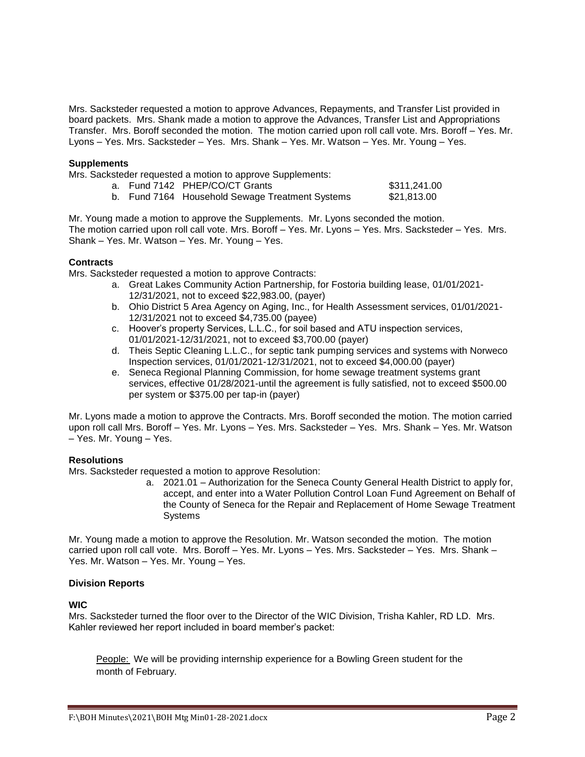Mrs. Sacksteder requested a motion to approve Advances, Repayments, and Transfer List provided in board packets. Mrs. Shank made a motion to approve the Advances, Transfer List and Appropriations Transfer. Mrs. Boroff seconded the motion. The motion carried upon roll call vote. Mrs. Boroff – Yes. Mr. Lyons – Yes. Mrs. Sacksteder – Yes. Mrs. Shank – Yes. Mr. Watson – Yes. Mr. Young – Yes.

**Supplements**

Mrs. Sacksteder requested a motion to approve Supplements:

a. Fund 7142 PHEP/CO/CT Grants $311,241.00
b. Fund 7164 Household Sewage Treatment Systems $21,813.00

Mr. Young made a motion to approve the Supplements. Mr. Lyons seconded the motion. The motion carried upon roll call vote. Mrs. Boroff – Yes. Mr. Lyons – Yes. Mrs. Sacksteder – Yes. Mrs. Shank – Yes. Mr. Watson – Yes. Mr. Young – Yes.

**Contracts**

Mrs. Sacksteder requested a motion to approve Contracts:

a. Great Lakes Community Action Partnership, for Fostoria building lease, 01/01/2021-12/31/2021, not to exceed $22,983.00, (payer)
b. Ohio District 5 Area Agency on Aging, Inc., for Health Assessment services, 01/01/2021-12/31/2021 not to exceed $4,735.00 (payee)
c. Hoover's property Services, L.L.C., for soil based and ATU inspection services, 01/01/2021-12/31/2021, not to exceed $3,700.00 (payer)
d. Theis Septic Cleaning L.L.C., for septic tank pumping services and systems with Norweco Inspection services, 01/01/2021-12/31/2021, not to exceed $4,000.00 (payer)
e. Seneca Regional Planning Commission, for home sewage treatment systems grant services, effective 01/28/2021-until the agreement is fully satisfied, not to exceed $500.00 per system or $375.00 per tap-in (payer)

Mr. Lyons made a motion to approve the Contracts. Mrs. Boroff seconded the motion. The motion carried upon roll call Mrs. Boroff – Yes. Mr. Lyons – Yes. Mrs. Sacksteder – Yes. Mrs. Shank – Yes. Mr. Watson – Yes. Mr. Young – Yes.

**Resolutions**

Mrs. Sacksteder requested a motion to approve Resolution:

a. 2021.01 – Authorization for the Seneca County General Health District to apply for, accept, and enter into a Water Pollution Control Loan Fund Agreement on Behalf of the County of Seneca for the Repair and Replacement of Home Sewage Treatment Systems

Mr. Young made a motion to approve the Resolution. Mr. Watson seconded the motion. The motion carried upon roll call vote. Mrs. Boroff – Yes. Mr. Lyons – Yes. Mrs. Sacksteder – Yes. Mrs. Shank – Yes. Mr. Watson – Yes. Mr. Young – Yes.

**Division Reports**

**WIC**

Mrs. Sacksteder turned the floor over to the Director of the WIC Division, Trisha Kahler, RD LD. Mrs. Kahler reviewed her report included in board member's packet:

<u>People:</u> We will be providing internship experience for a Bowling Green student for the month of February.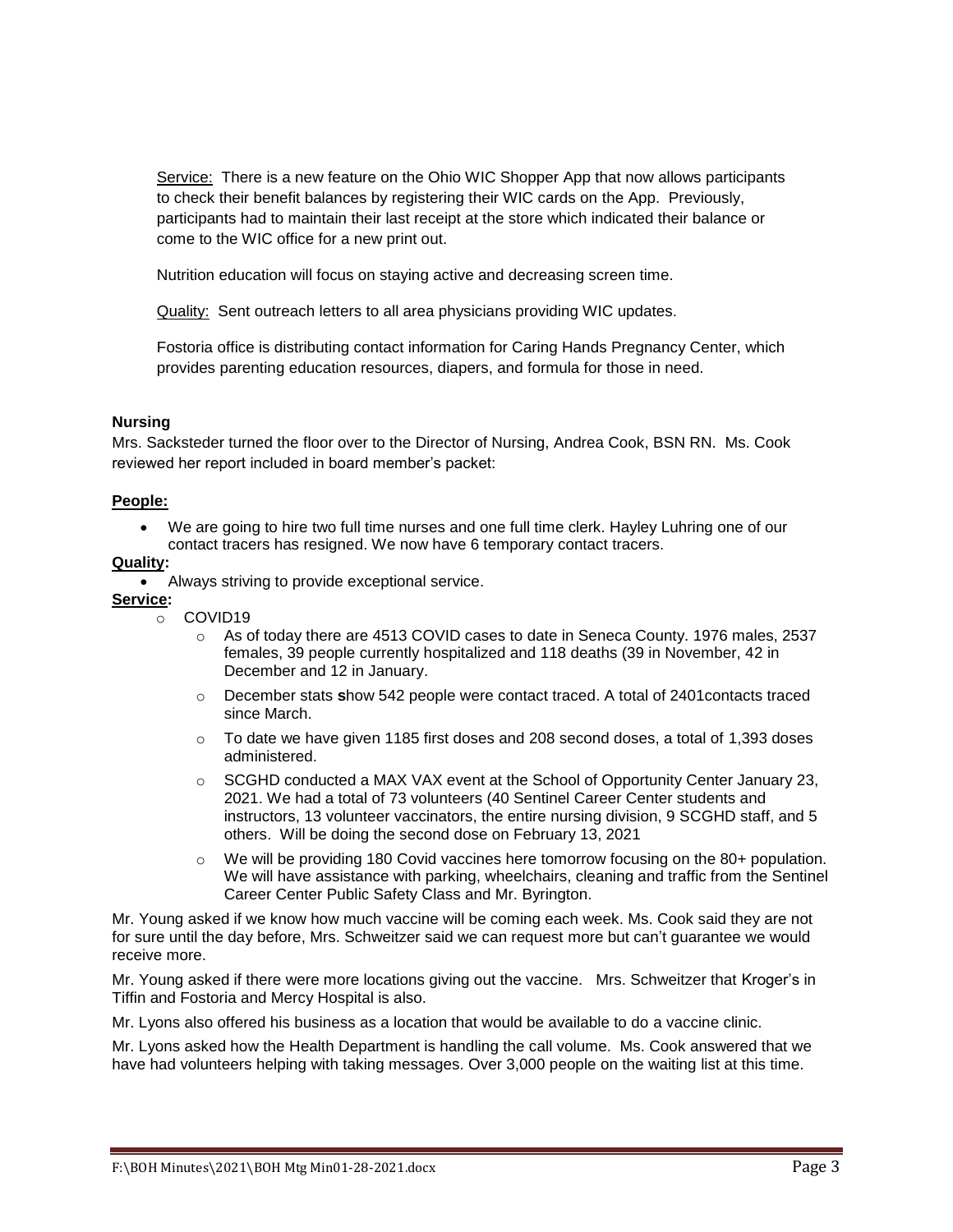Service: There is a new feature on the Ohio WIC Shopper App that now allows participants to check their benefit balances by registering their WIC cards on the App. Previously, participants had to maintain their last receipt at the store which indicated their balance or come to the WIC office for a new print out.

Nutrition education will focus on staying active and decreasing screen time.

Quality: Sent outreach letters to all area physicians providing WIC updates.

Fostoria office is distributing contact information for Caring Hands Pregnancy Center, which provides parenting education resources, diapers, and formula for those in need.

**Nursing**

Mrs. Sacksteder turned the floor over to the Director of Nursing, Andrea Cook, BSN RN. Ms. Cook reviewed her report included in board member's packet:

**People:**

- We are going to hire two full time nurses and one full time clerk. Hayley Luhring one of our contact tracers has resigned. We now have 6 temporary contact tracers.

**Quality:**

- Always striving to provide exceptional service.

**Service:**

- COVID19
  - As of today there are 4513 COVID cases to date in Seneca County. 1976 males, 2537 females, 39 people currently hospitalized and 118 deaths (39 in November, 42 in December and 12 in January.
  - December stats **s**how 542 people were contact traced. A total of 2401contacts traced since March.
  - To date we have given 1185 first doses and 208 second doses, a total of 1,393 doses administered.
  - SCGHD conducted a MAX VAX event at the School of Opportunity Center January 23, 2021. We had a total of 73 volunteers (40 Sentinel Career Center students and instructors, 13 volunteer vaccinators, the entire nursing division, 9 SCGHD staff, and 5 others. Will be doing the second dose on February 13, 2021
  - We will be providing 180 Covid vaccines here tomorrow focusing on the 80+ population. We will have assistance with parking, wheelchairs, cleaning and traffic from the Sentinel Career Center Public Safety Class and Mr. Byrington.

Mr. Young asked if we know how much vaccine will be coming each week. Ms. Cook said they are not for sure until the day before, Mrs. Schweitzer said we can request more but can't guarantee we would receive more.

Mr. Young asked if there were more locations giving out the vaccine. Mrs. Schweitzer that Kroger's in Tiffin and Fostoria and Mercy Hospital is also.

Mr. Lyons also offered his business as a location that would be available to do a vaccine clinic.

Mr. Lyons asked how the Health Department is handling the call volume. Ms. Cook answered that we have had volunteers helping with taking messages. Over 3,000 people on the waiting list at this time.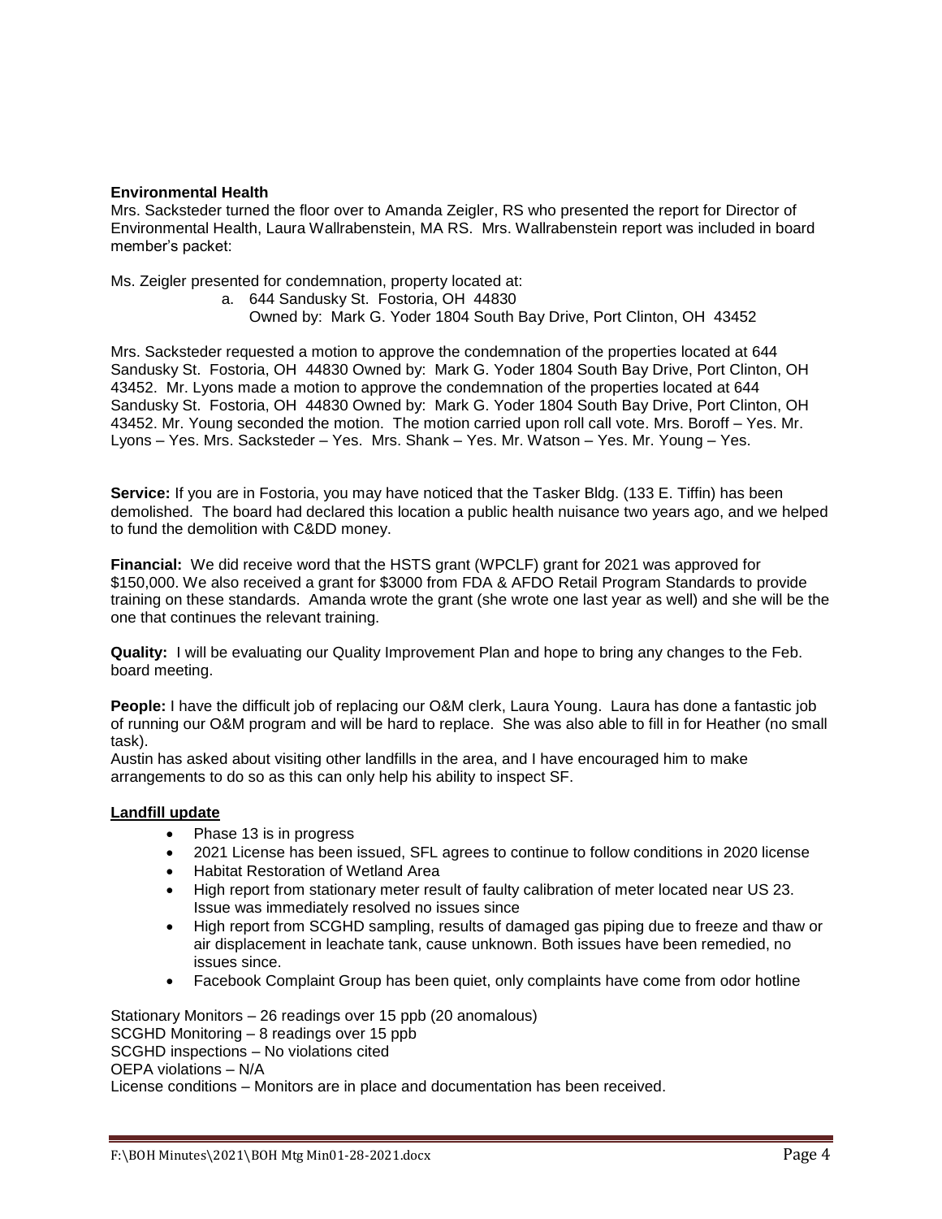**Environmental Health**

Mrs. Sacksteder turned the floor over to Amanda Zeigler, RS who presented the report for Director of Environmental Health, Laura Wallrabenstein, MA RS. Mrs. Wallrabenstein report was included in board member's packet:

Ms. Zeigler presented for condemnation, property located at:

a. 644 Sandusky St. Fostoria, OH 44830
   Owned by: Mark G. Yoder 1804 South Bay Drive, Port Clinton, OH 43452

Mrs. Sacksteder requested a motion to approve the condemnation of the properties located at 644 Sandusky St. Fostoria, OH 44830 Owned by: Mark G. Yoder 1804 South Bay Drive, Port Clinton, OH 43452. Mr. Lyons made a motion to approve the condemnation of the properties located at 644 Sandusky St. Fostoria, OH 44830 Owned by: Mark G. Yoder 1804 South Bay Drive, Port Clinton, OH 43452. Mr. Young seconded the motion. The motion carried upon roll call vote. Mrs. Boroff – Yes. Mr. Lyons – Yes. Mrs. Sacksteder – Yes. Mrs. Shank – Yes. Mr. Watson – Yes. Mr. Young – Yes.

**Service:** If you are in Fostoria, you may have noticed that the Tasker Bldg. (133 E. Tiffin) has been demolished. The board had declared this location a public health nuisance two years ago, and we helped to fund the demolition with C&DD money.

**Financial:** We did receive word that the HSTS grant (WPCLF) grant for 2021 was approved for $150,000. We also received a grant for $3000 from FDA & AFDO Retail Program Standards to provide training on these standards. Amanda wrote the grant (she wrote one last year as well) and she will be the one that continues the relevant training.

**Quality:** I will be evaluating our Quality Improvement Plan and hope to bring any changes to the Feb. board meeting.

**People:** I have the difficult job of replacing our O&M clerk, Laura Young. Laura has done a fantastic job of running our O&M program and will be hard to replace. She was also able to fill in for Heather (no small task).

Austin has asked about visiting other landfills in the area, and I have encouraged him to make arrangements to do so as this can only help his ability to inspect SF.

**Landfill update**

- Phase 13 is in progress
- 2021 License has been issued, SFL agrees to continue to follow conditions in 2020 license
- Habitat Restoration of Wetland Area
- High report from stationary meter result of faulty calibration of meter located near US 23. Issue was immediately resolved no issues since
- High report from SCGHD sampling, results of damaged gas piping due to freeze and thaw or air displacement in leachate tank, cause unknown. Both issues have been remedied, no issues since.
- Facebook Complaint Group has been quiet, only complaints have come from odor hotline

Stationary Monitors – 26 readings over 15 ppb (20 anomalous)
SCGHD Monitoring – 8 readings over 15 ppb
SCGHD inspections – No violations cited
OEPA violations – N/A
License conditions – Monitors are in place and documentation has been received.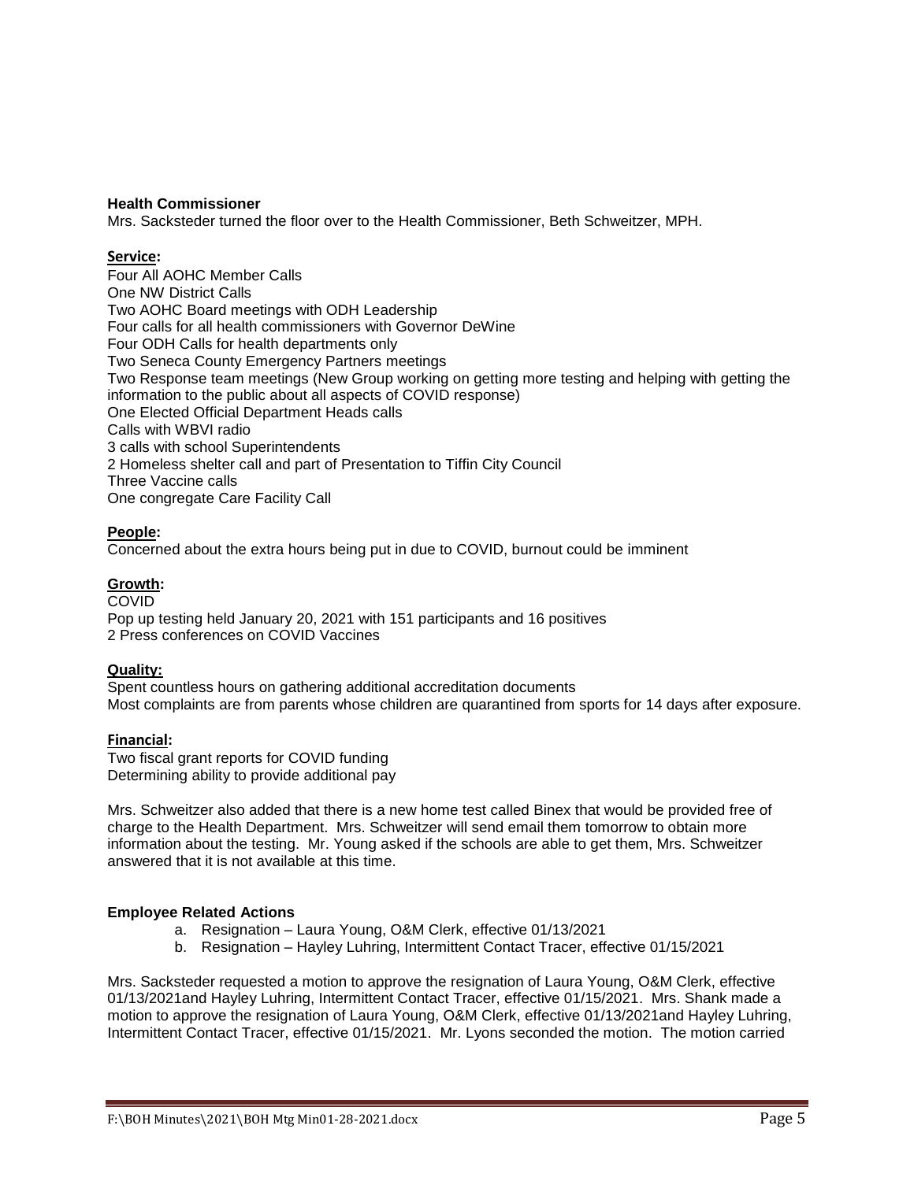**Health Commissioner**

Mrs. Sacksteder turned the floor over to the Health Commissioner, Beth Schweitzer, MPH.

**Service:**

Four All AOHC Member Calls
One NW District Calls
Two AOHC Board meetings with ODH Leadership
Four calls for all health commissioners with Governor DeWine
Four ODH Calls for health departments only
Two Seneca County Emergency Partners meetings
Two Response team meetings (New Group working on getting more testing and helping with getting the information to the public about all aspects of COVID response)
One Elected Official Department Heads calls
Calls with WBVI radio
3 calls with school Superintendents
2 Homeless shelter call and part of Presentation to Tiffin City Council
Three Vaccine calls
One congregate Care Facility Call

**People:**

Concerned about the extra hours being put in due to COVID, burnout could be imminent

**Growth:**

COVID
Pop up testing held January 20, 2021 with 151 participants and 16 positives
2 Press conferences on COVID Vaccines

**Quality:**

Spent countless hours on gathering additional accreditation documents
Most complaints are from parents whose children are quarantined from sports for 14 days after exposure.

**Financial:**

Two fiscal grant reports for COVID funding
Determining ability to provide additional pay

Mrs. Schweitzer also added that there is a new home test called Binex that would be provided free of charge to the Health Department. Mrs. Schweitzer will send email them tomorrow to obtain more information about the testing. Mr. Young asked if the schools are able to get them, Mrs. Schweitzer answered that it is not available at this time.

**Employee Related Actions**

a. Resignation – Laura Young, O&M Clerk, effective 01/13/2021
b. Resignation – Hayley Luhring, Intermittent Contact Tracer, effective 01/15/2021

Mrs. Sacksteder requested a motion to approve the resignation of Laura Young, O&M Clerk, effective 01/13/2021and Hayley Luhring, Intermittent Contact Tracer, effective 01/15/2021. Mrs. Shank made a motion to approve the resignation of Laura Young, O&M Clerk, effective 01/13/2021and Hayley Luhring, Intermittent Contact Tracer, effective 01/15/2021. Mr. Lyons seconded the motion. The motion carried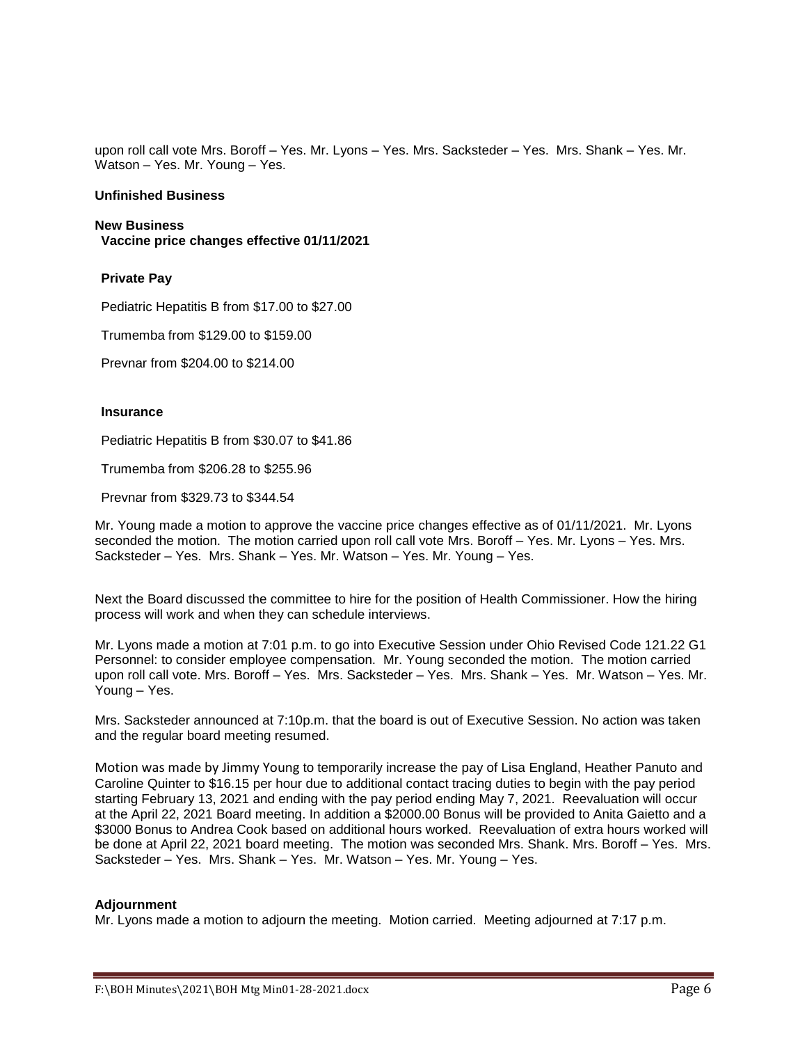upon roll call vote Mrs. Boroff – Yes. Mr. Lyons – Yes. Mrs. Sacksteder – Yes. Mrs. Shank – Yes. Mr. Watson – Yes. Mr. Young – Yes.

**Unfinished Business**

**New Business**

**Vaccine price changes effective 01/11/2021**

**Private Pay**

Pediatric Hepatitis B from $17.00 to $27.00

Trumemba from $129.00 to $159.00

Prevnar from $204.00 to $214.00

**Insurance**

Pediatric Hepatitis B from $30.07 to $41.86

Trumemba from $206.28 to $255.96

Prevnar from $329.73 to $344.54

Mr. Young made a motion to approve the vaccine price changes effective as of 01/11/2021. Mr. Lyons seconded the motion. The motion carried upon roll call vote Mrs. Boroff – Yes. Mr. Lyons – Yes. Mrs. Sacksteder – Yes. Mrs. Shank – Yes. Mr. Watson – Yes. Mr. Young – Yes.

Next the Board discussed the committee to hire for the position of Health Commissioner. How the hiring process will work and when they can schedule interviews.

Mr. Lyons made a motion at 7:01 p.m. to go into Executive Session under Ohio Revised Code 121.22 G1 Personnel: to consider employee compensation. Mr. Young seconded the motion. The motion carried upon roll call vote. Mrs. Boroff – Yes. Mrs. Sacksteder – Yes. Mrs. Shank – Yes. Mr. Watson – Yes. Mr. Young – Yes.

Mrs. Sacksteder announced at 7:10p.m. that the board is out of Executive Session. No action was taken and the regular board meeting resumed.

Motion was made by Jimmy Young to temporarily increase the pay of Lisa England, Heather Panuto and Caroline Quinter to $16.15 per hour due to additional contact tracing duties to begin with the pay period starting February 13, 2021 and ending with the pay period ending May 7, 2021. Reevaluation will occur at the April 22, 2021 Board meeting. In addition a $2000.00 Bonus will be provided to Anita Gaietto and a $3000 Bonus to Andrea Cook based on additional hours worked. Reevaluation of extra hours worked will be done at April 22, 2021 board meeting. The motion was seconded Mrs. Shank. Mrs. Boroff – Yes. Mrs. Sacksteder – Yes. Mrs. Shank – Yes. Mr. Watson – Yes. Mr. Young – Yes.

**Adjournment**

Mr. Lyons made a motion to adjourn the meeting. Motion carried. Meeting adjourned at 7:17 p.m.